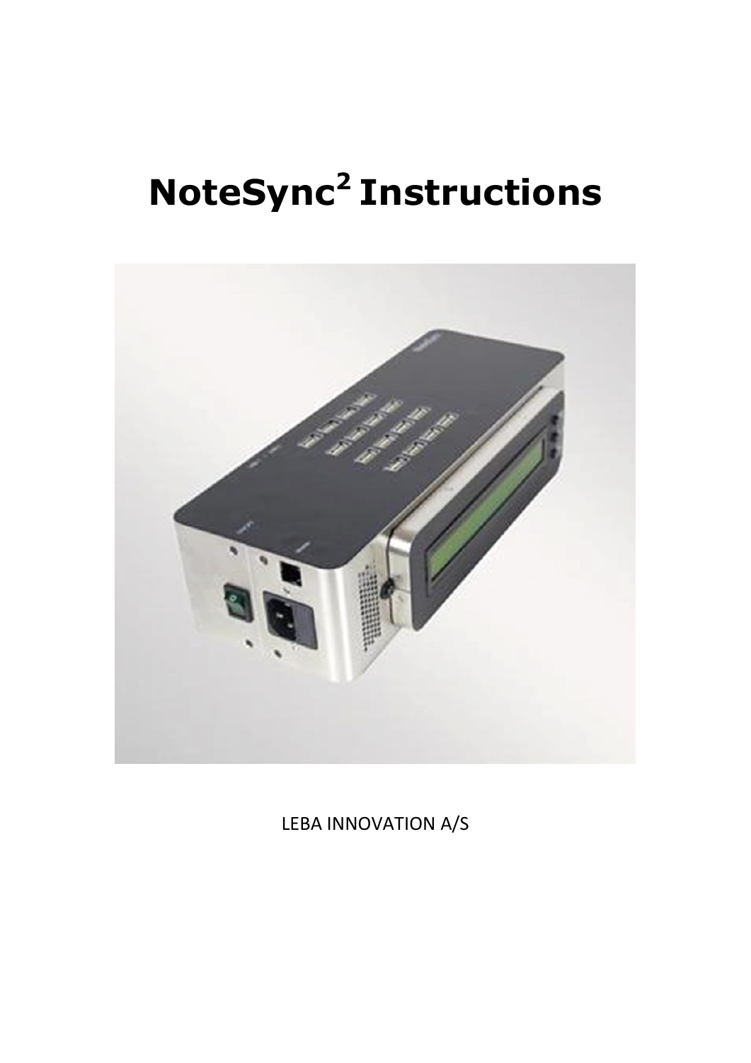# NoteSync$^2$ Instructions

LEBA INNOVATION A/S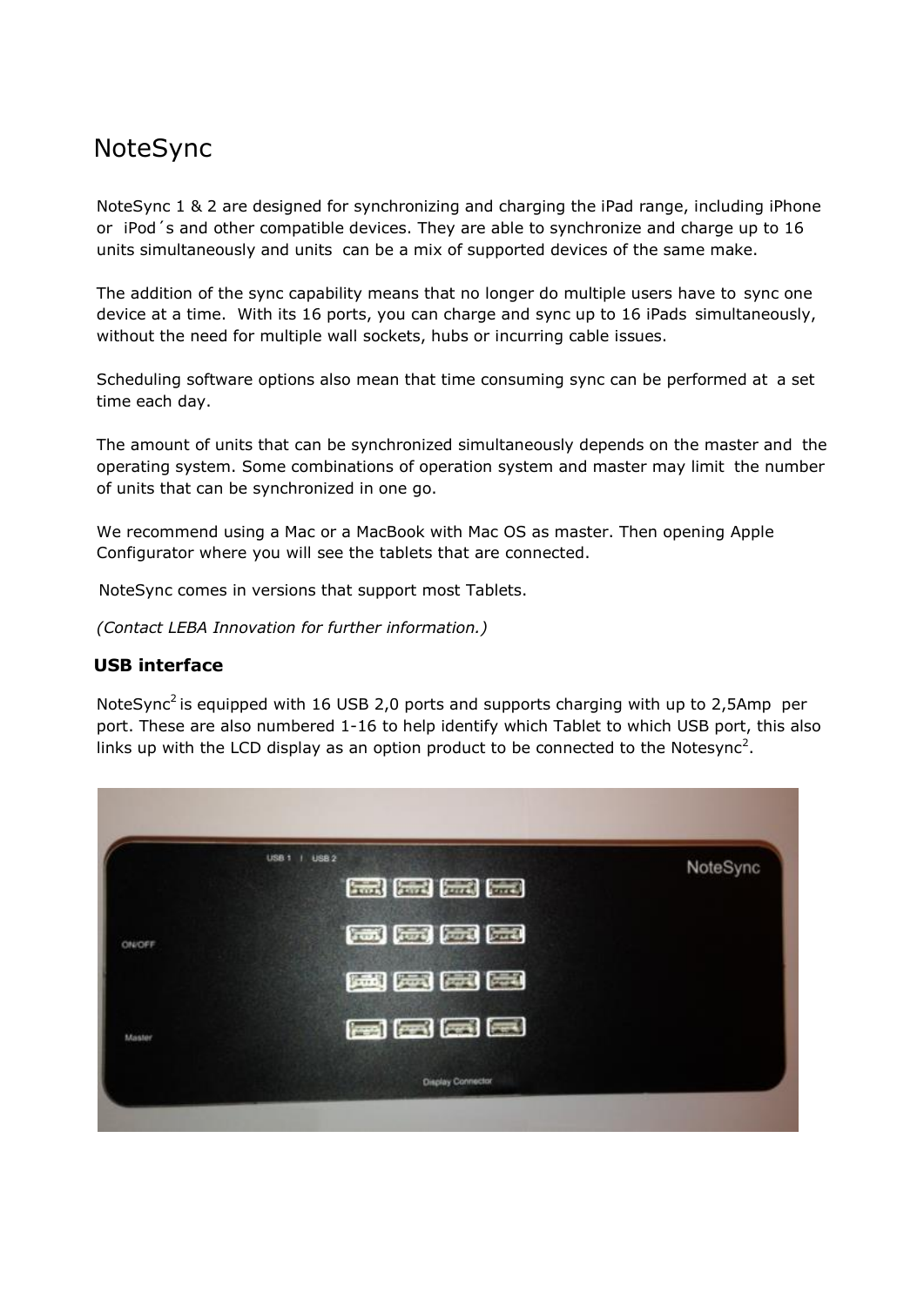# NoteSync

NoteSync 1 & 2 are designed for synchronizing and charging the iPad range, including iPhone or iPod´s and other compatible devices. They are able to synchronize and charge up to 16 units simultaneously and units can be a mix of supported devices of the same make.

The addition of the sync capability means that no longer do multiple users have to sync one device at a time. With its 16 ports, you can charge and sync up to 16 iPads simultaneously, without the need for multiple wall sockets, hubs or incurring cable issues.

Scheduling software options also mean that time consuming sync can be performed at a set time each day.

The amount of units that can be synchronized simultaneously depends on the master and the operating system. Some combinations of operation system and master may limit the number of units that can be synchronized in one go.

We recommend using a Mac or a MacBook with Mac OS as master. Then opening Apple Configurator where you will see the tablets that are connected.

NoteSync comes in versions that support most Tablets.

*(Contact LEBA Innovation for further information.)*

**USB interface**

NoteSync[2] is equipped with 16 USB 2,0 ports and supports charging with up to 2,5Amp per port. These are also numbered 1-16 to help identify which Tablet to which USB port, this also links up with the LCD display as an option product to be connected to the Notesync[2].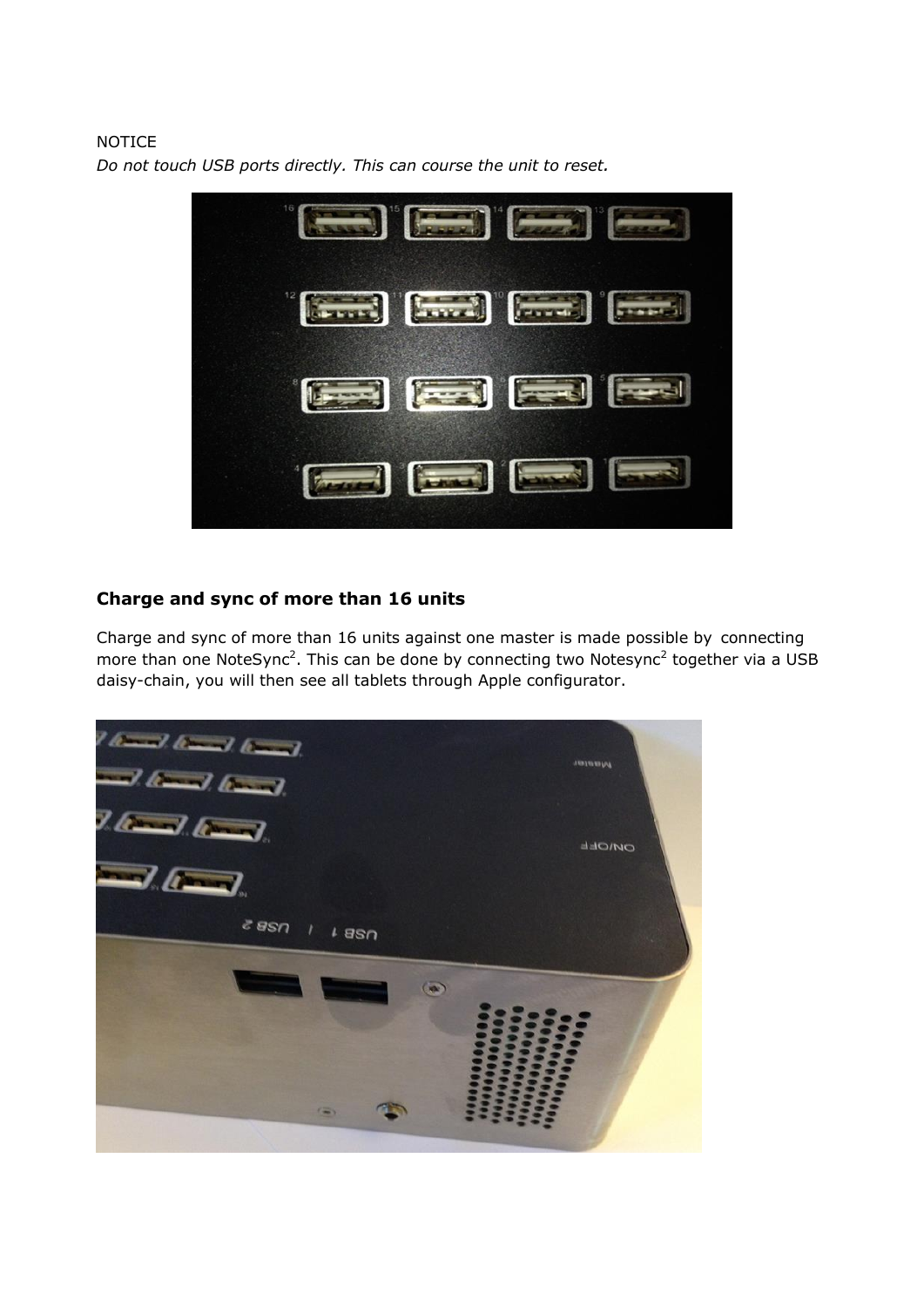NOTICE

*Do not touch USB ports directly. This can course the unit to reset.*

## Charge and sync of more than 16 units

Charge and sync of more than 16 units against one master is made possible by connecting more than one NoteSync[2]. This can be done by connecting two Notesync[2] together via a USB daisy-chain, you will then see all tablets through Apple configurator.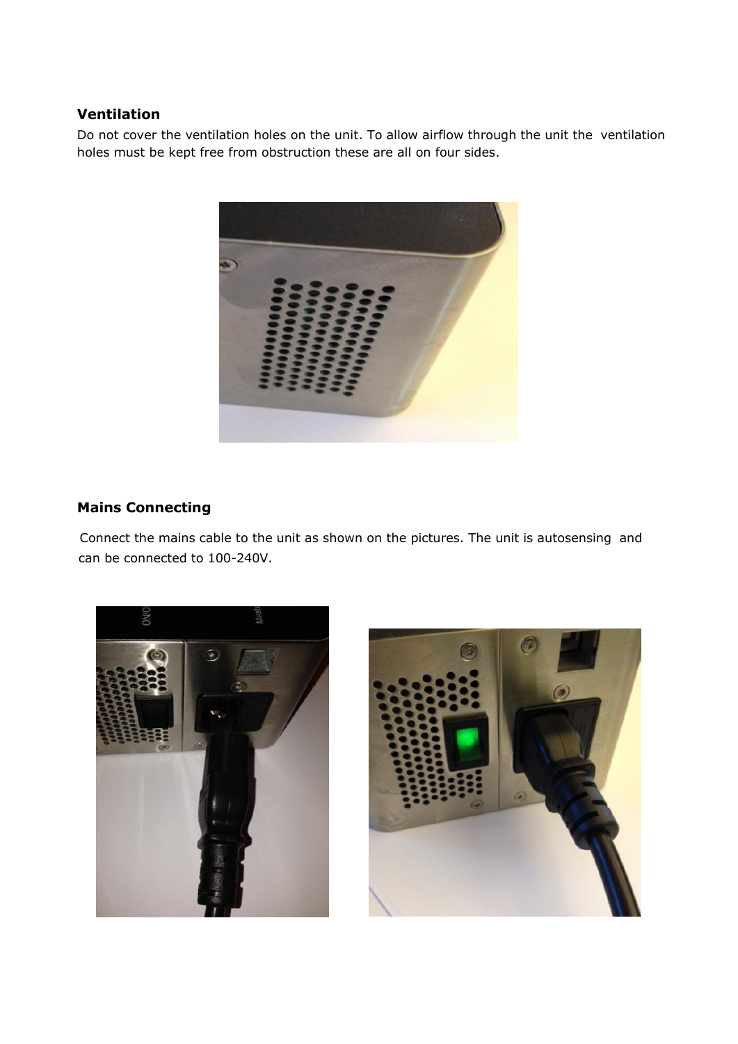## Ventilation

Do not cover the ventilation holes on the unit. To allow airflow through the unit the ventilation holes must be kept free from obstruction these are all on four sides.

## Mains Connecting

Connect the mains cable to the unit as shown on the pictures. The unit is autosensing and can be connected to 100-240V.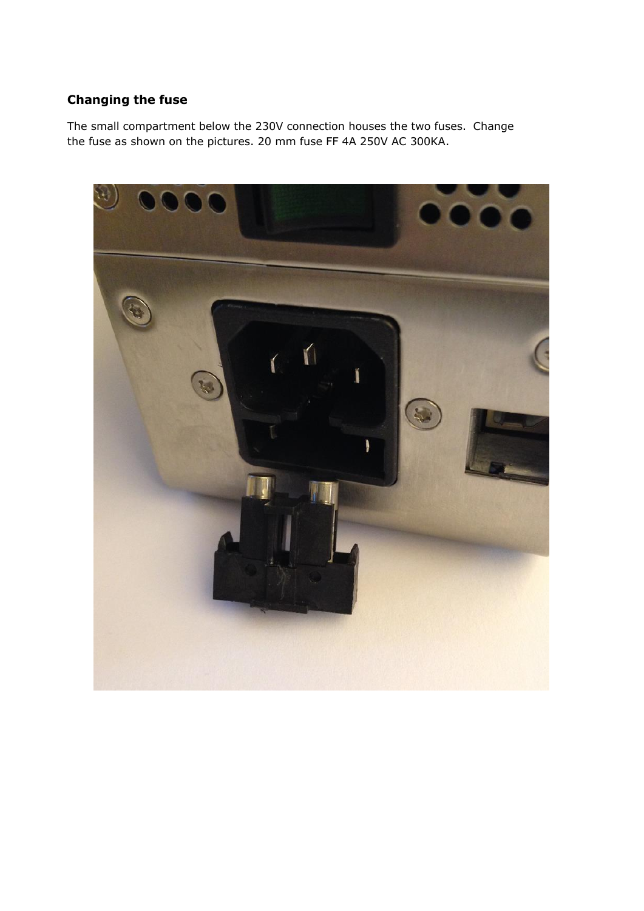**Changing the fuse**

The small compartment below the 230V connection houses the two fuses. Change the fuse as shown on the pictures. 20 mm fuse FF 4A 250V AC 300KA.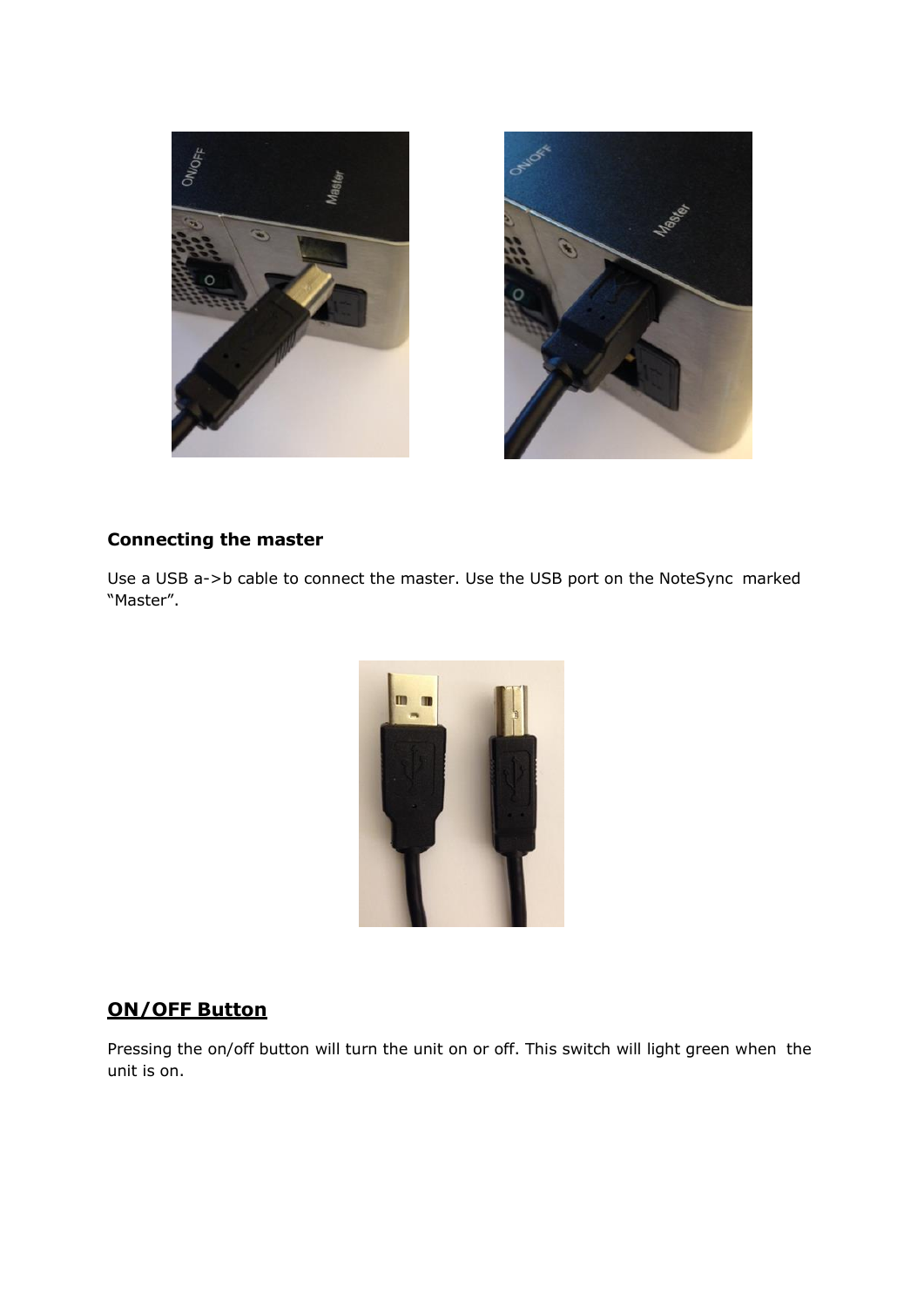**Connecting the master**

Use a USB a->b cable to connect the master. Use the USB port on the NoteSync marked "Master".

## ON/OFF Button

Pressing the on/off button will turn the unit on or off. This switch will light green when the unit is on.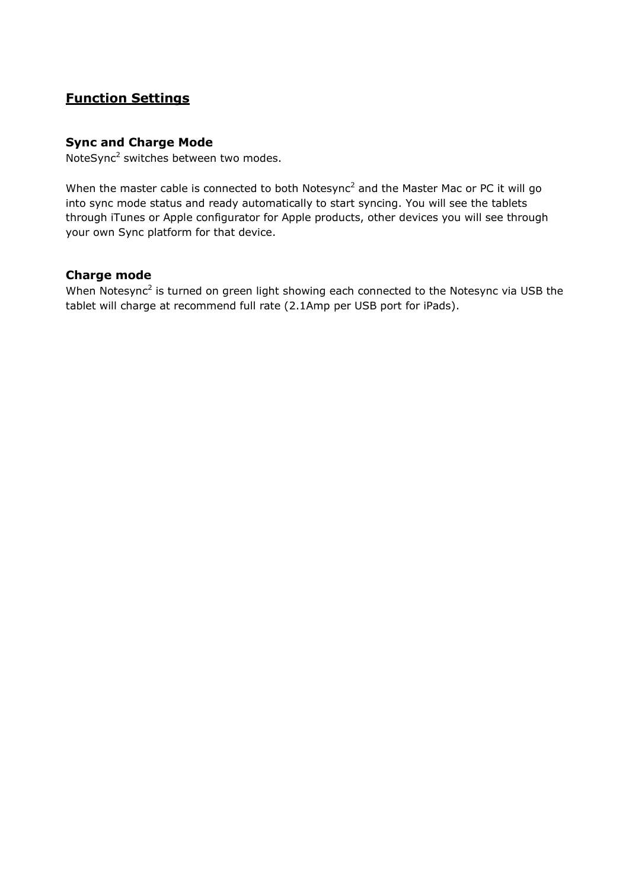# Function Settings

### Sync and Charge Mode

NoteSync$^2$ switches between two modes.

When the master cable is connected to both Notesync$^2$ and the Master Mac or PC it will go into sync mode status and ready automatically to start syncing. You will see the tablets through iTunes or Apple configurator for Apple products, other devices you will see through your own Sync platform for that device.

### Charge mode

When Notesync$^2$ is turned on green light showing each connected to the Notesync via USB the tablet will charge at recommend full rate (2.1Amp per USB port for iPads).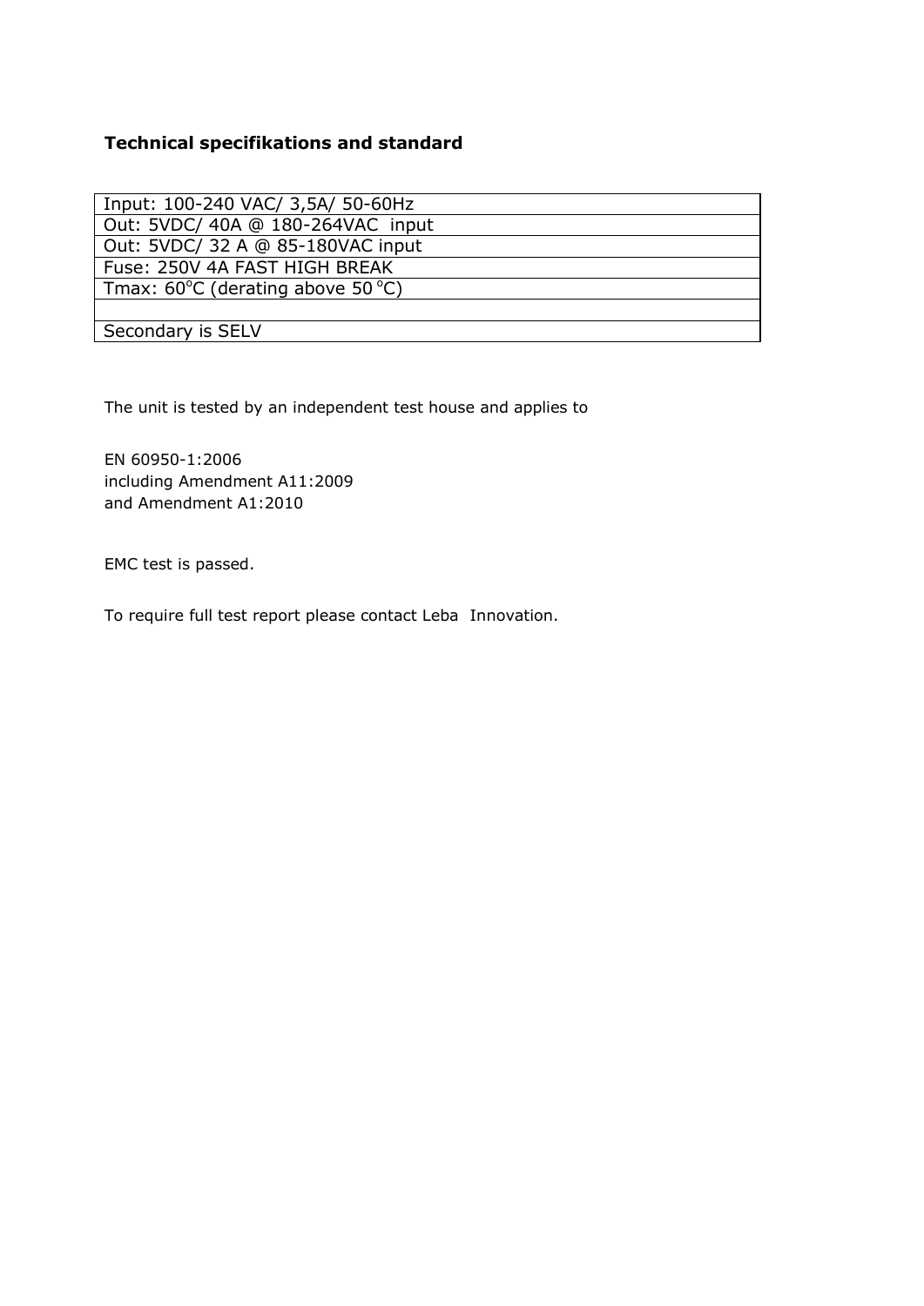**Technical specifikations and standard**

| Input: 100-240 VAC/ 3,5A/ 50-60Hz |
|---|
| Out: 5VDC/ 40A @ 180-264VAC input |
| Out: 5VDC/ 32 A @ 85-180VAC input |
| Fuse: 250V 4A FAST HIGH BREAK |
| Tmax: 60°C (derating above 50 °C) |
| |
| Secondary is SELV |

The unit is tested by an independent test house and applies to

EN 60950-1:2006
including Amendment A11:2009
and Amendment A1:2010

EMC test is passed.

To require full test report please contact Leba Innovation.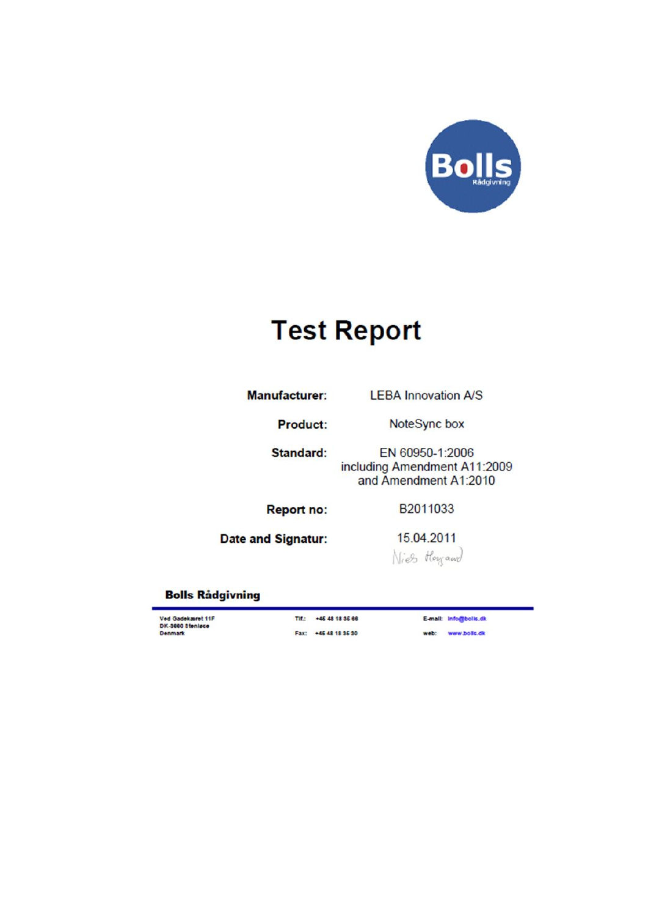Bolls
Rådgivning

# Test Report

| | |
|---|---|
| **Manufacturer:** | LEBA Innovation A/S |
| **Product:** | NoteSync box |
| **Standard:** | EN 60950-1:2006 including Amendment A11:2009 and Amendment A1:2010 |
| **Report no:** | B2011033 |
| **Date and Signatur:** | 15.04.2011 |

**Bolls Rådgivning**

Ved Gadekæret 11F
DK-3660 Stenløse
Denmark

Tlf.: +45 48 18 35 66
Fax: +45 48 18 35 30

E-mail: info@bolls.dk
web: www.bolls.dk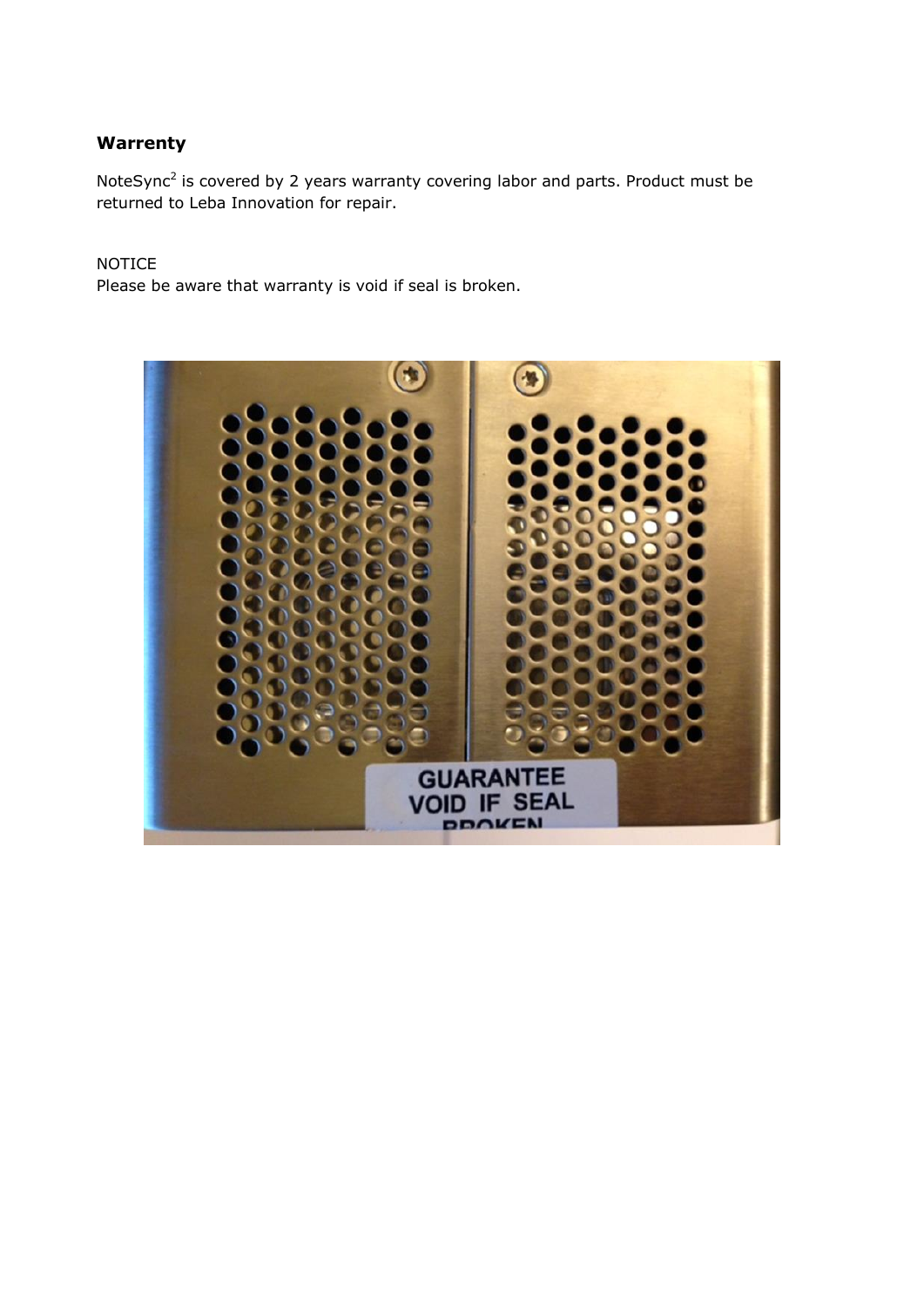## Warrenty

NoteSync[2] is covered by 2 years warranty covering labor and parts. Product must be returned to Leba Innovation for repair.

NOTICE
Please be aware that warranty is void if seal is broken.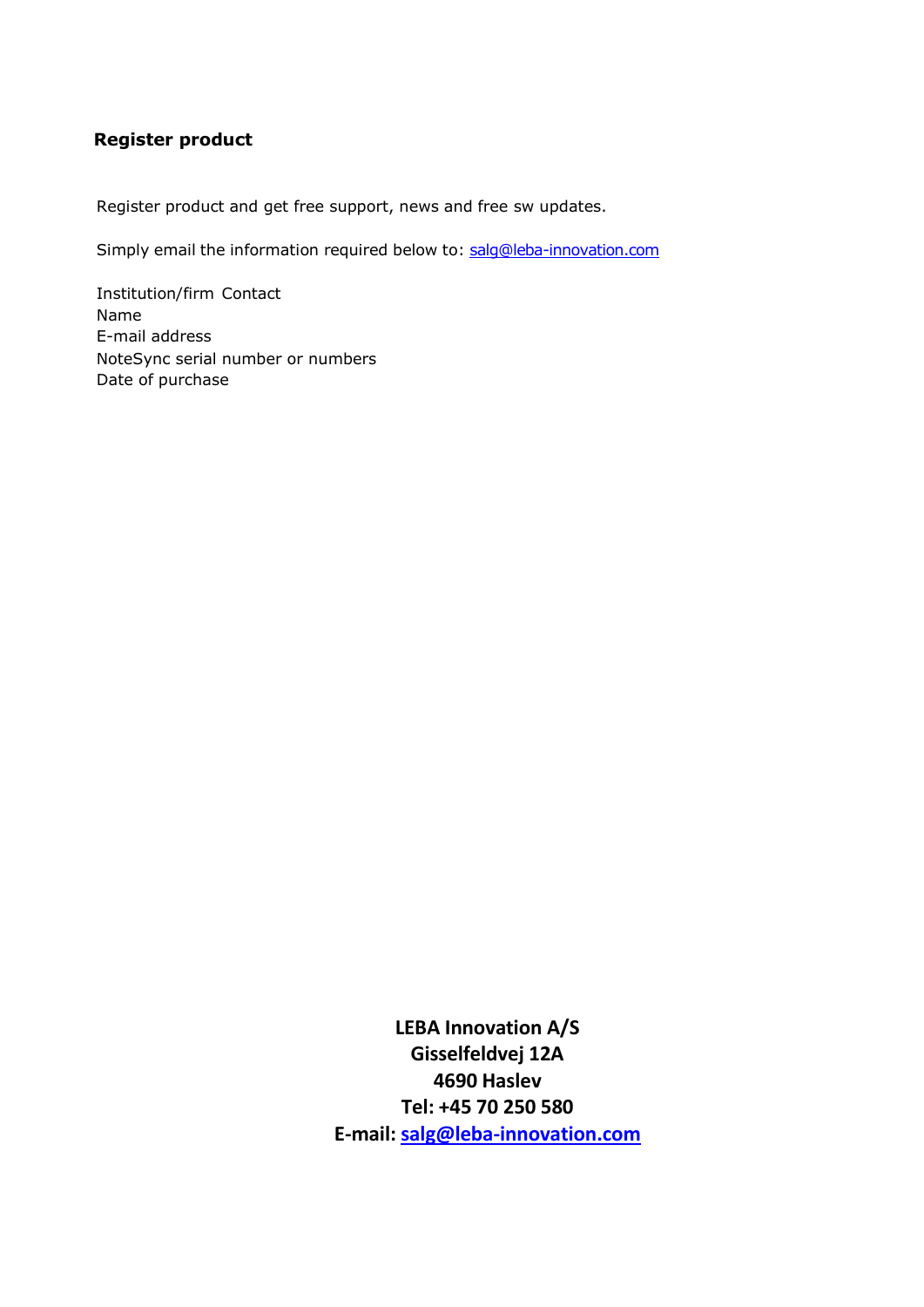## Register product

Register product and get free support, news and free sw updates.

Simply email the information required below to: salg@leba-innovation.com

Institution/firm Contact
Name
E-mail address
NoteSync serial number or numbers
Date of purchase

**LEBA Innovation A/S**
**Gisselfeldvej 12A**
**4690 Haslev**
**Tel: +45 70 250 580**
**E-mail: salg@leba-innovation.com**